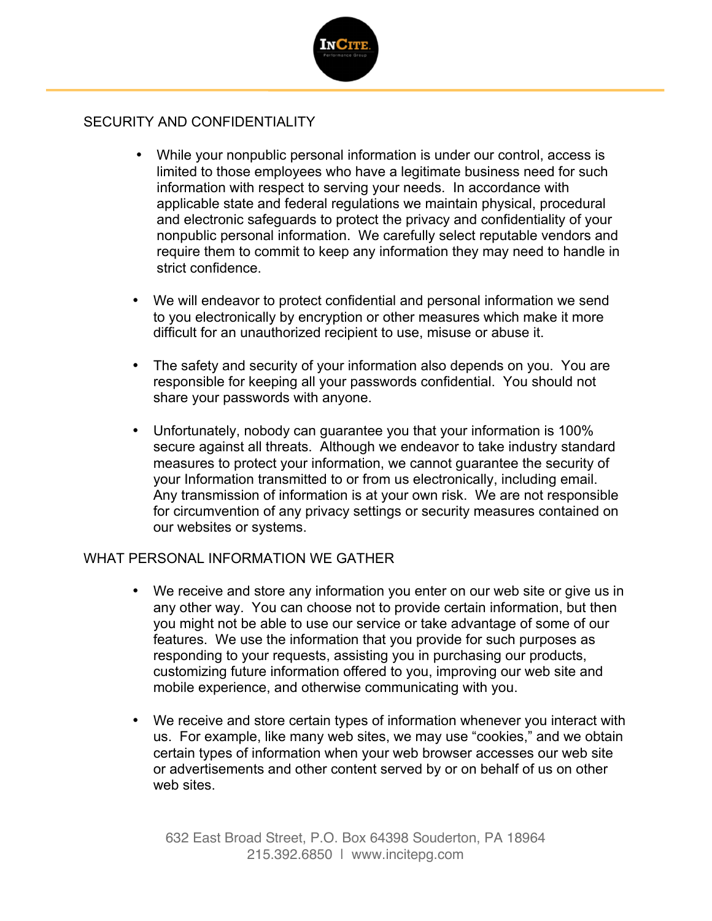## SECURITY AND CONFIDENTIALITY

- While your nonpublic personal information is under our control, access is limited to those employees who have a legitimate business need for such information with respect to serving your needs. In accordance with applicable state and federal regulations we maintain physical, procedural and electronic safeguards to protect the privacy and confidentiality of your nonpublic personal information. We carefully select reputable vendors and require them to commit to keep any information they may need to handle in strict confidence.

- We will endeavor to protect confidential and personal information we send to you electronically by encryption or other measures which make it more difficult for an unauthorized recipient to use, misuse or abuse it.

- The safety and security of your information also depends on you. You are responsible for keeping all your passwords confidential. You should not share your passwords with anyone.

- Unfortunately, nobody can guarantee you that your information is 100% secure against all threats. Although we endeavor to take industry standard measures to protect your information, we cannot guarantee the security of your Information transmitted to or from us electronically, including email. Any transmission of information is at your own risk. We are not responsible for circumvention of any privacy settings or security measures contained on our websites or systems.

## WHAT PERSONAL INFORMATION WE GATHER

- We receive and store any information you enter on our web site or give us in any other way. You can choose not to provide certain information, but then you might not be able to use our service or take advantage of some of our features. We use the information that you provide for such purposes as responding to your requests, assisting you in purchasing our products, customizing future information offered to you, improving our web site and mobile experience, and otherwise communicating with you.

- We receive and store certain types of information whenever you interact with us. For example, like many web sites, we may use "cookies," and we obtain certain types of information when your web browser accesses our web site or advertisements and other content served by or on behalf of us on other web sites.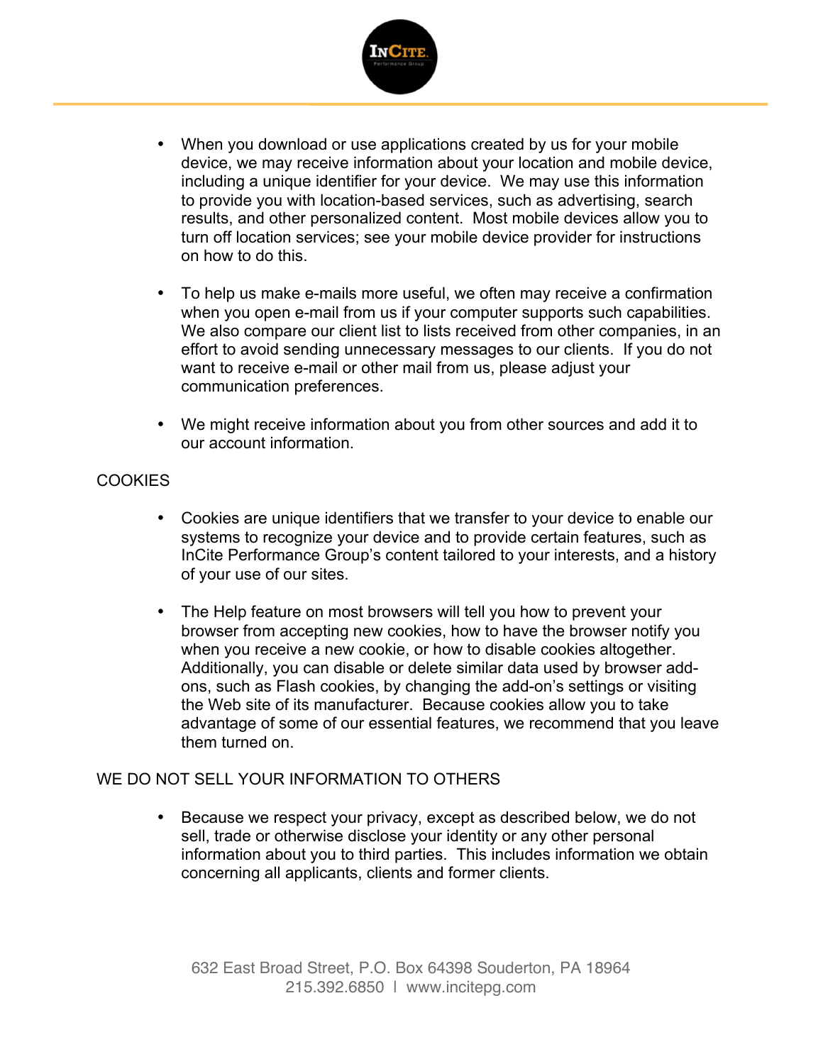- When you download or use applications created by us for your mobile device, we may receive information about your location and mobile device, including a unique identifier for your device. We may use this information to provide you with location-based services, such as advertising, search results, and other personalized content. Most mobile devices allow you to turn off location services; see your mobile device provider for instructions on how to do this.

- To help us make e-mails more useful, we often may receive a confirmation when you open e-mail from us if your computer supports such capabilities. We also compare our client list to lists received from other companies, in an effort to avoid sending unnecessary messages to our clients. If you do not want to receive e-mail or other mail from us, please adjust your communication preferences.

- We might receive information about you from other sources and add it to our account information.

## COOKIES

- Cookies are unique identifiers that we transfer to your device to enable our systems to recognize your device and to provide certain features, such as InCite Performance Group's content tailored to your interests, and a history of your use of our sites.

- The Help feature on most browsers will tell you how to prevent your browser from accepting new cookies, how to have the browser notify you when you receive a new cookie, or how to disable cookies altogether. Additionally, you can disable or delete similar data used by browser add-ons, such as Flash cookies, by changing the add-on's settings or visiting the Web site of its manufacturer. Because cookies allow you to take advantage of some of our essential features, we recommend that you leave them turned on.

## WE DO NOT SELL YOUR INFORMATION TO OTHERS

- Because we respect your privacy, except as described below, we do not sell, trade or otherwise disclose your identity or any other personal information about you to third parties. This includes information we obtain concerning all applicants, clients and former clients.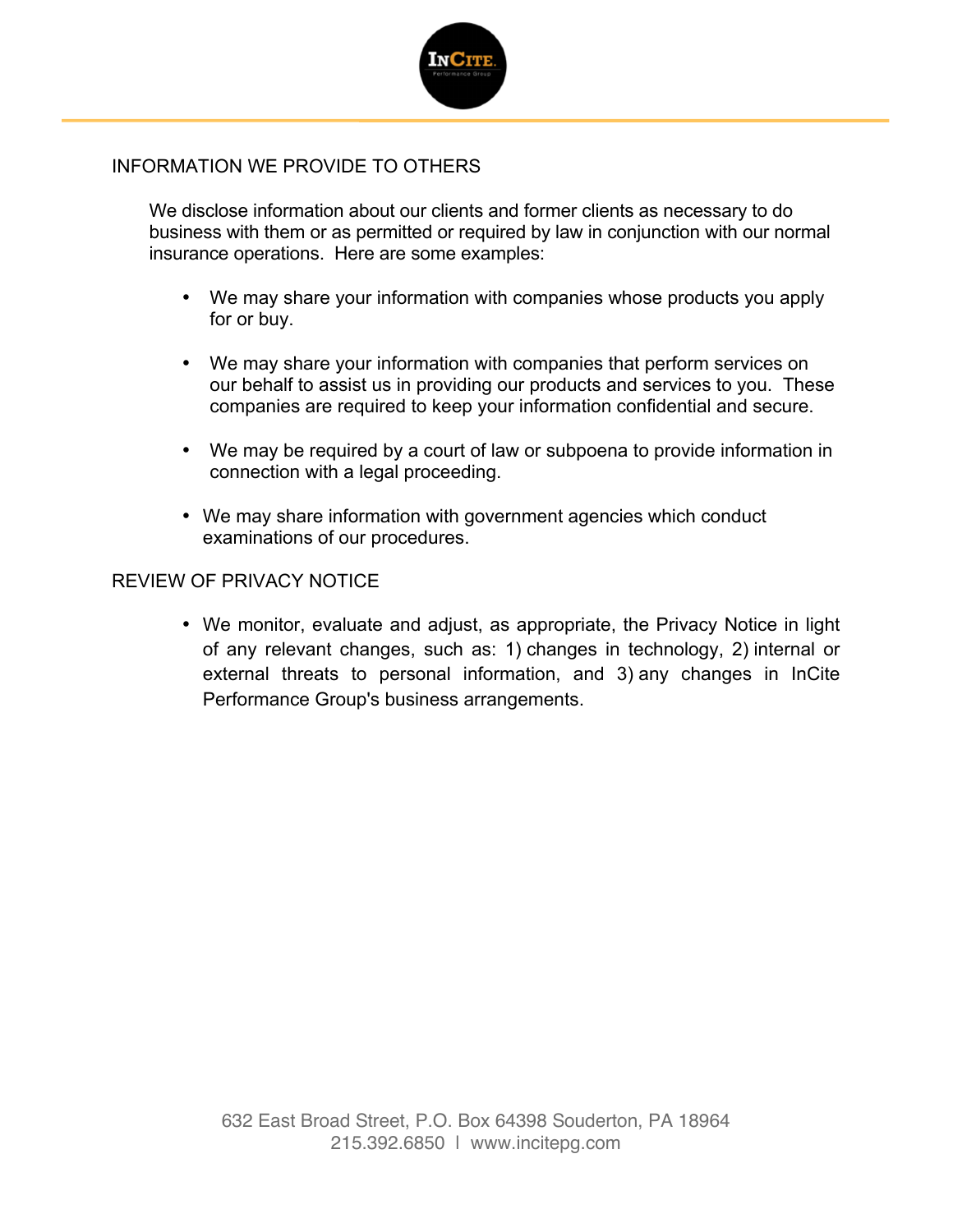## INFORMATION WE PROVIDE TO OTHERS

We disclose information about our clients and former clients as necessary to do business with them or as permitted or required by law in conjunction with our normal insurance operations. Here are some examples:

- We may share your information with companies whose products you apply for or buy.
- We may share your information with companies that perform services on our behalf to assist us in providing our products and services to you. These companies are required to keep your information confidential and secure.
- We may be required by a court of law or subpoena to provide information in connection with a legal proceeding.
- We may share information with government agencies which conduct examinations of our procedures.

## REVIEW OF PRIVACY NOTICE

- We monitor, evaluate and adjust, as appropriate, the Privacy Notice in light of any relevant changes, such as: 1) changes in technology, 2) internal or external threats to personal information, and 3) any changes in InCite Performance Group's business arrangements.